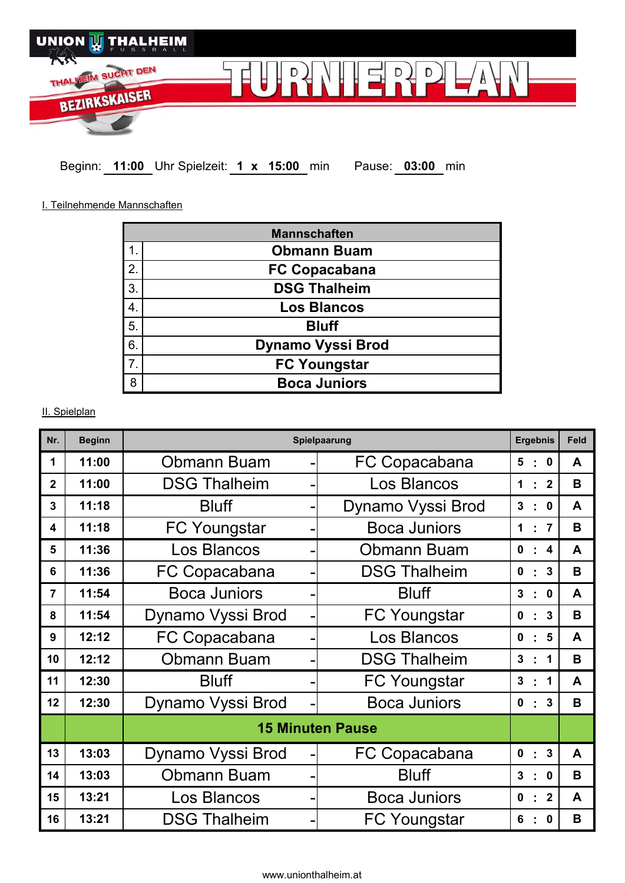UNION THALHEIM FUSSBALL

THALHEIM SUCHT DEN BEZIRKSKAISER

# TURNIERPLAN

Beginn: **11:00** Uhr Spielzeit: **1 x 15:00** min Pause: **03:00** min

I. Teilnehmende Mannschaften

| | Mannschaften |
|---|---|
| 1. | **Obmann Buam** |
| 2. | **FC Copacabana** |
| 3. | **DSG Thalheim** |
| 4. | **Los Blancos** |
| 5. | **Bluff** |
| 6. | **Dynamo Vyssi Brod** |
| 7. | **FC Youngstar** |
| 8 | **Boca Juniors** |

II. Spielplan

| Nr. | Beginn | Spielpaarung | | | Ergebnis | Feld |
|---|---|---|---|---|---|---|
| 1 | 11:00 | Obmann Buam | - | FC Copacabana | 5 : 0 | A |
| 2 | 11:00 | DSG Thalheim | - | Los Blancos | 1 : 2 | B |
| 3 | 11:18 | Bluff | - | Dynamo Vyssi Brod | 3 : 0 | A |
| 4 | 11:18 | FC Youngstar | - | Boca Juniors | 1 : 7 | B |
| 5 | 11:36 | Los Blancos | - | Obmann Buam | 0 : 4 | A |
| 6 | 11:36 | FC Copacabana | - | DSG Thalheim | 0 : 3 | B |
| 7 | 11:54 | Boca Juniors | - | Bluff | 3 : 0 | A |
| 8 | 11:54 | Dynamo Vyssi Brod | - | FC Youngstar | 0 : 3 | B |
| 9 | 12:12 | FC Copacabana | - | Los Blancos | 0 : 5 | A |
| 10 | 12:12 | Obmann Buam | - | DSG Thalheim | 3 : 1 | B |
| 11 | 12:30 | Bluff | - | FC Youngstar | 3 : 1 | A |
| 12 | 12:30 | Dynamo Vyssi Brod | - | Boca Juniors | 0 : 3 | B |
| | | **15 Minuten Pause** | | | | |
| 13 | 13:03 | Dynamo Vyssi Brod | - | FC Copacabana | 0 : 3 | A |
| 14 | 13:03 | Obmann Buam | - | Bluff | 3 : 0 | B |
| 15 | 13:21 | Los Blancos | - | Boca Juniors | 0 : 2 | A |
| 16 | 13:21 | DSG Thalheim | - | FC Youngstar | 6 : 0 | B |

www.unionthalheim.at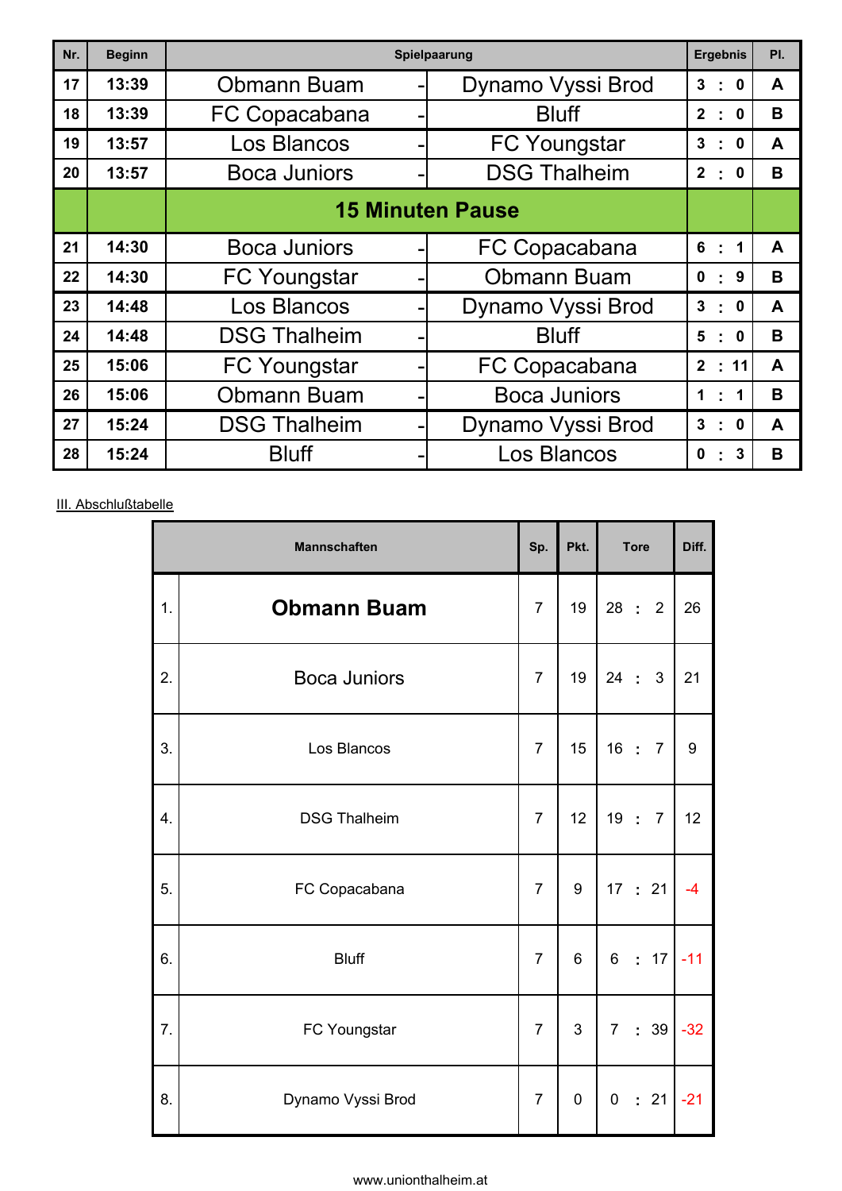| Nr. | Beginn | Spielpaarung | | | Ergebnis | Pl. |
|---|---|---|---|---|---|---|
| 17 | 13:39 | Obmann Buam | - | Dynamo Vyssi Brod | 3 : 0 | A |
| 18 | 13:39 | FC Copacabana | - | Bluff | 2 : 0 | B |
| 19 | 13:57 | Los Blancos | - | FC Youngstar | 3 : 0 | A |
| 20 | 13:57 | Boca Juniors | - | DSG Thalheim | 2 : 0 | B |
| | | **15 Minuten Pause** | | | | |
| 21 | 14:30 | Boca Juniors | - | FC Copacabana | 6 : 1 | A |
| 22 | 14:30 | FC Youngstar | - | Obmann Buam | 0 : 9 | B |
| 23 | 14:48 | Los Blancos | - | Dynamo Vyssi Brod | 3 : 0 | A |
| 24 | 14:48 | DSG Thalheim | - | Bluff | 5 : 0 | B |
| 25 | 15:06 | FC Youngstar | - | FC Copacabana | 2 : 11 | A |
| 26 | 15:06 | Obmann Buam | - | Boca Juniors | 1 : 1 | B |
| 27 | 15:24 | DSG Thalheim | - | Dynamo Vyssi Brod | 3 : 0 | A |
| 28 | 15:24 | Bluff | - | Los Blancos | 0 : 3 | B |

III. Abschlußtabelle

| | Mannschaften | Sp. | Pkt. | Tore | Diff. |
|---|---|---|---|---|---|
| 1. | **Obmann Buam** | 7 | 19 | 28 : 2 | 26 |
| 2. | Boca Juniors | 7 | 19 | 24 : 3 | 21 |
| 3. | Los Blancos | 7 | 15 | 16 : 7 | 9 |
| 4. | DSG Thalheim | 7 | 12 | 19 : 7 | 12 |
| 5. | FC Copacabana | 7 | 9 | 17 : 21 | -4 |
| 6. | Bluff | 7 | 6 | 6 : 17 | -11 |
| 7. | FC Youngstar | 7 | 3 | 7 : 39 | -32 |
| 8. | Dynamo Vyssi Brod | 7 | 0 | 0 : 21 | -21 |

www.unionthalheim.at